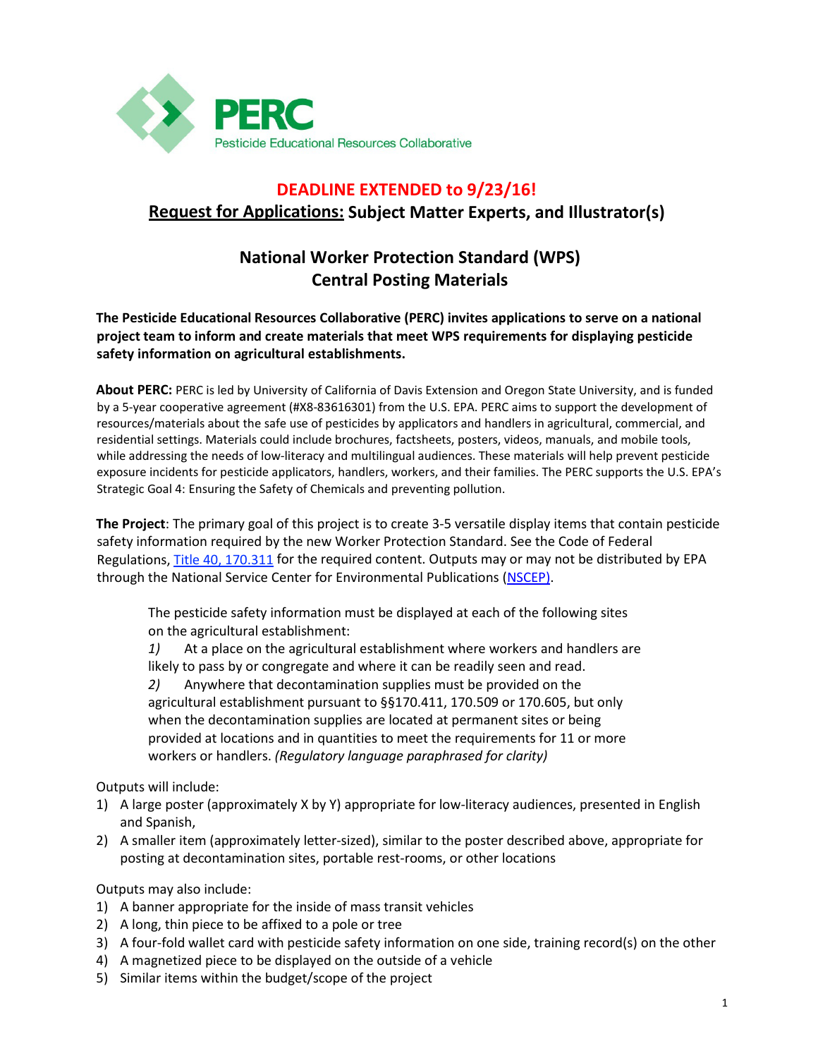PERC

Pesticide Educational Resources Collaborative

## DEADLINE EXTENDED to 9/23/16!

## Request for Applications: Subject Matter Experts, and Illustrator(s)

## National Worker Protection Standard (WPS) Central Posting Materials

**The Pesticide Educational Resources Collaborative (PERC) invites applications to serve on a national project team to inform and create materials that meet WPS requirements for displaying pesticide safety information on agricultural establishments.**

**About PERC:** PERC is led by University of California of Davis Extension and Oregon State University, and is funded by a 5-year cooperative agreement (#X8-83616301) from the U.S. EPA. PERC aims to support the development of resources/materials about the safe use of pesticides by applicators and handlers in agricultural, commercial, and residential settings. Materials could include brochures, factsheets, posters, videos, manuals, and mobile tools, while addressing the needs of low-literacy and multilingual audiences. These materials will help prevent pesticide exposure incidents for pesticide applicators, handlers, workers, and their families. The PERC supports the U.S. EPA's Strategic Goal 4: Ensuring the Safety of Chemicals and preventing pollution.

**The Project**: The primary goal of this project is to create 3-5 versatile display items that contain pesticide safety information required by the new Worker Protection Standard. See the Code of Federal Regulations, Title 40, 170.311 for the required content. Outputs may or may not be distributed by EPA through the National Service Center for Environmental Publications (NSCEP).

> The pesticide safety information must be displayed at each of the following sites on the agricultural establishment:
>
> *1)* At a place on the agricultural establishment where workers and handlers are likely to pass by or congregate and where it can be readily seen and read.
>
> *2)* Anywhere that decontamination supplies must be provided on the agricultural establishment pursuant to §§170.411, 170.509 or 170.605, but only when the decontamination supplies are located at permanent sites or being provided at locations and in quantities to meet the requirements for 11 or more workers or handlers. *(Regulatory language paraphrased for clarity)*

Outputs will include:

1) A large poster (approximately X by Y) appropriate for low-literacy audiences, presented in English and Spanish,
2) A smaller item (approximately letter-sized), similar to the poster described above, appropriate for posting at decontamination sites, portable rest-rooms, or other locations

Outputs may also include:

1) A banner appropriate for the inside of mass transit vehicles
2) A long, thin piece to be affixed to a pole or tree
3) A four-fold wallet card with pesticide safety information on one side, training record(s) on the other
4) A magnetized piece to be displayed on the outside of a vehicle
5) Similar items within the budget/scope of the project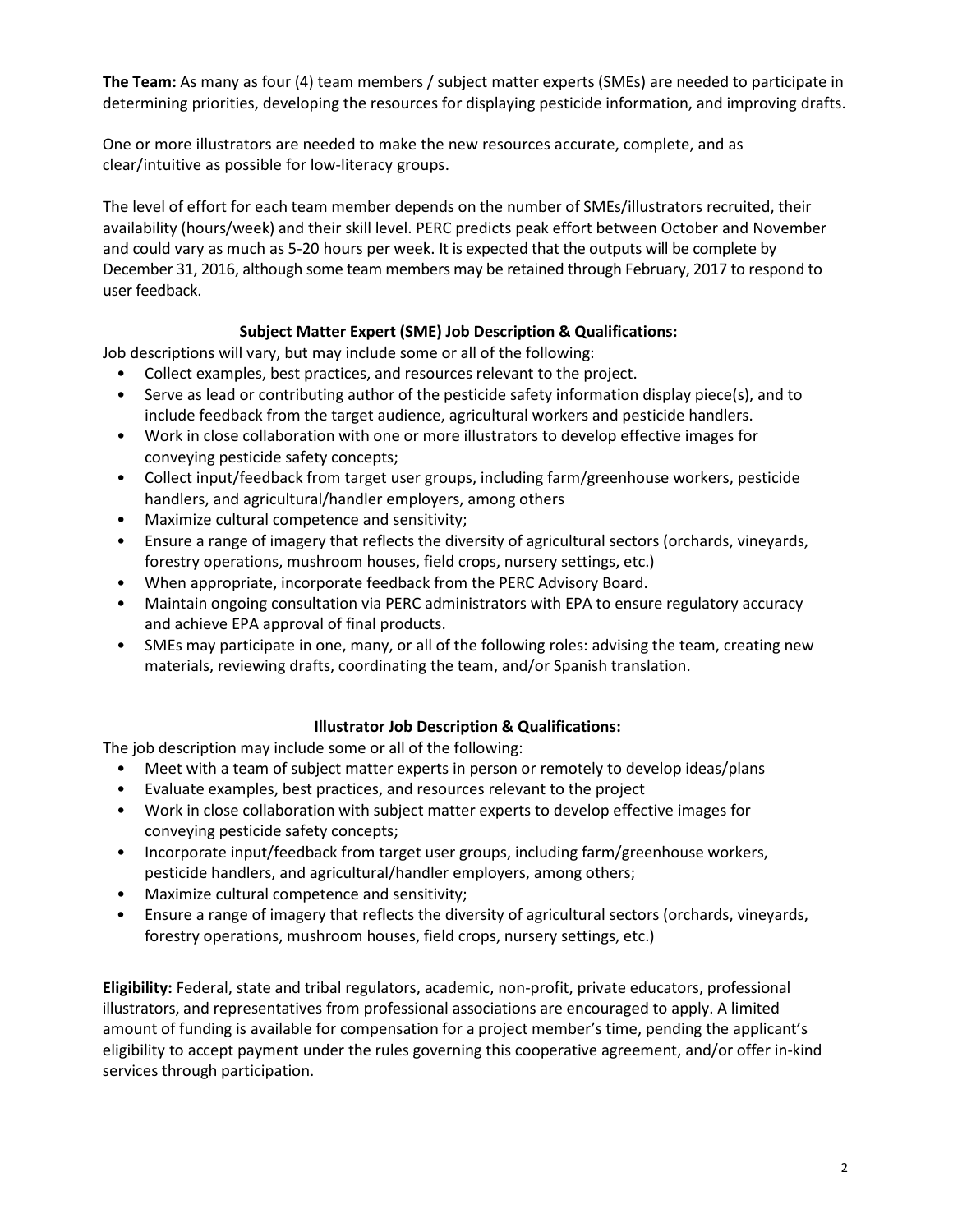**The Team:** As many as four (4) team members / subject matter experts (SMEs) are needed to participate in determining priorities, developing the resources for displaying pesticide information, and improving drafts.

One or more illustrators are needed to make the new resources accurate, complete, and as clear/intuitive as possible for low-literacy groups.

The level of effort for each team member depends on the number of SMEs/illustrators recruited, their availability (hours/week) and their skill level. PERC predicts peak effort between October and November and could vary as much as 5-20 hours per week. It is expected that the outputs will be complete by December 31, 2016, although some team members may be retained through February, 2017 to respond to user feedback.

### Subject Matter Expert (SME) Job Description & Qualifications:

Job descriptions will vary, but may include some or all of the following:

- Collect examples, best practices, and resources relevant to the project.
- Serve as lead or contributing author of the pesticide safety information display piece(s), and to include feedback from the target audience, agricultural workers and pesticide handlers.
- Work in close collaboration with one or more illustrators to develop effective images for conveying pesticide safety concepts;
- Collect input/feedback from target user groups, including farm/greenhouse workers, pesticide handlers, and agricultural/handler employers, among others
- Maximize cultural competence and sensitivity;
- Ensure a range of imagery that reflects the diversity of agricultural sectors (orchards, vineyards, forestry operations, mushroom houses, field crops, nursery settings, etc.)
- When appropriate, incorporate feedback from the PERC Advisory Board.
- Maintain ongoing consultation via PERC administrators with EPA to ensure regulatory accuracy and achieve EPA approval of final products.
- SMEs may participate in one, many, or all of the following roles: advising the team, creating new materials, reviewing drafts, coordinating the team, and/or Spanish translation.

### Illustrator Job Description & Qualifications:

The job description may include some or all of the following:

- Meet with a team of subject matter experts in person or remotely to develop ideas/plans
- Evaluate examples, best practices, and resources relevant to the project
- Work in close collaboration with subject matter experts to develop effective images for conveying pesticide safety concepts;
- Incorporate input/feedback from target user groups, including farm/greenhouse workers, pesticide handlers, and agricultural/handler employers, among others;
- Maximize cultural competence and sensitivity;
- Ensure a range of imagery that reflects the diversity of agricultural sectors (orchards, vineyards, forestry operations, mushroom houses, field crops, nursery settings, etc.)

**Eligibility:** Federal, state and tribal regulators, academic, non-profit, private educators, professional illustrators, and representatives from professional associations are encouraged to apply. A limited amount of funding is available for compensation for a project member's time, pending the applicant's eligibility to accept payment under the rules governing this cooperative agreement, and/or offer in-kind services through participation.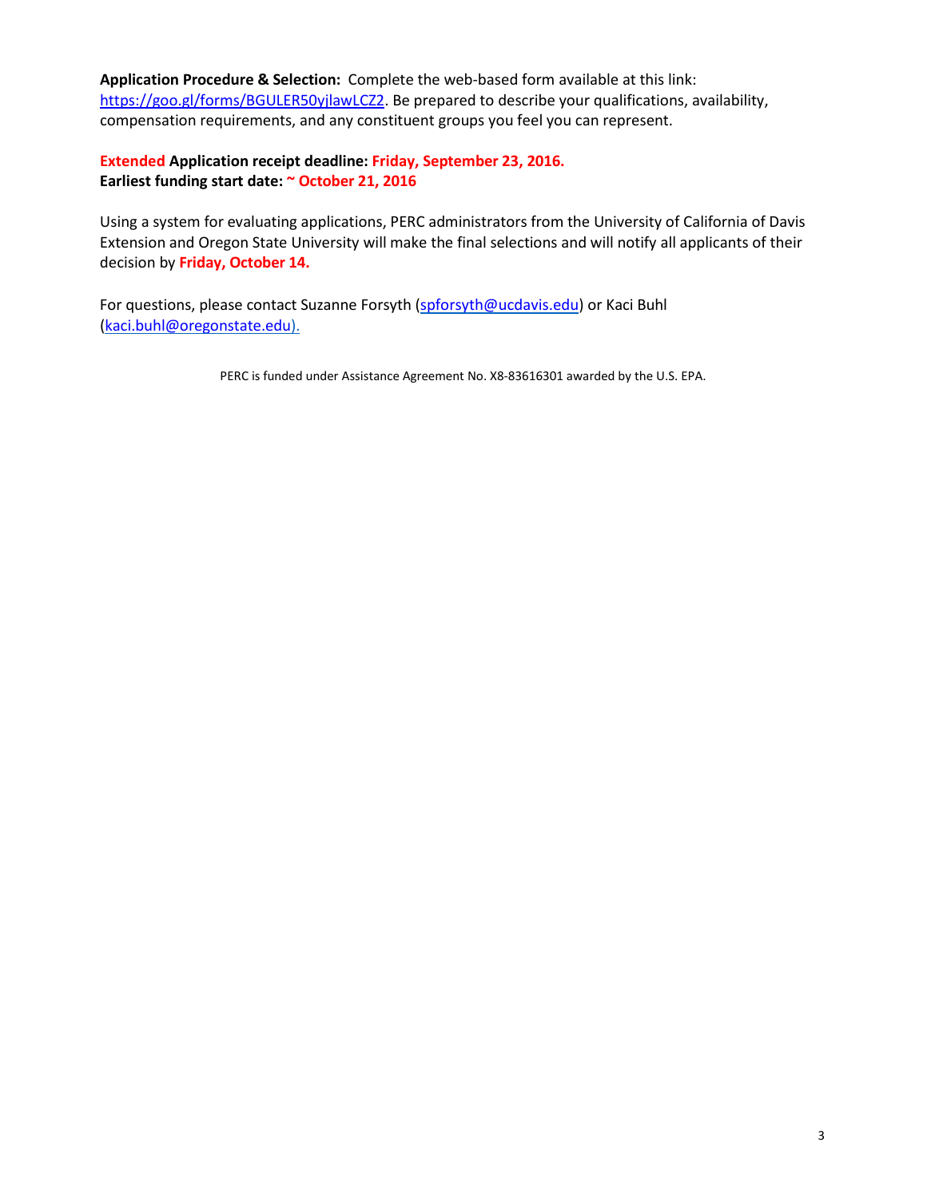**Application Procedure & Selection:** Complete the web-based form available at this link: https://goo.gl/forms/BGULER50yjlawLCZ2. Be prepared to describe your qualifications, availability, compensation requirements, and any constituent groups you feel you can represent.

**Extended Application receipt deadline: Friday, September 23, 2016.**
**Earliest funding start date: ~ October 21, 2016**

Using a system for evaluating applications, PERC administrators from the University of California of Davis Extension and Oregon State University will make the final selections and will notify all applicants of their decision by **Friday, October 14.**

For questions, please contact Suzanne Forsyth (spforsyth@ucdavis.edu) or Kaci Buhl (kaci.buhl@oregonstate.edu).

PERC is funded under Assistance Agreement No. X8-83616301 awarded by the U.S. EPA.